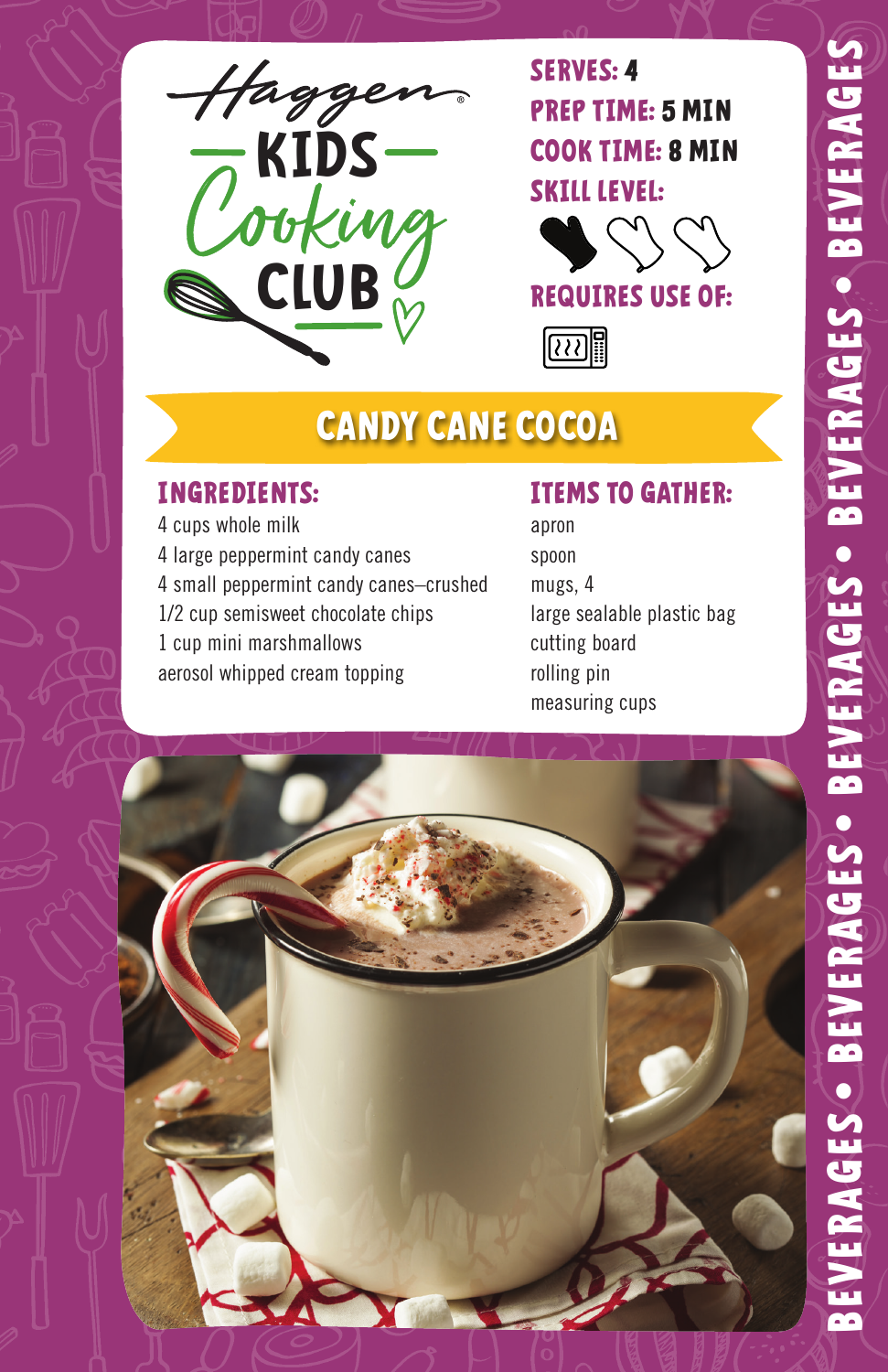# Haggen KIDS Cooking CLUB

**SERVES:** 4
**PREP TIME:** 5 MIN
**COOK TIME:** 8 MIN
**SKILL LEVEL:**
**REQUIRES USE OF:**

## CANDY CANE COCOA

### INGREDIENTS:

4 cups whole milk
4 large peppermint candy canes
4 small peppermint candy canes–crushed
1/2 cup semisweet chocolate chips
1 cup mini marshmallows
aerosol whipped cream topping

### ITEMS TO GATHER:

apron
spoon
mugs, 4
large sealable plastic bag
cutting board
rolling pin
measuring cups

BEVERAGES • BEVERAGES • BEVERAGES • BEVERAGES • BEVERAGES • BEVERAGES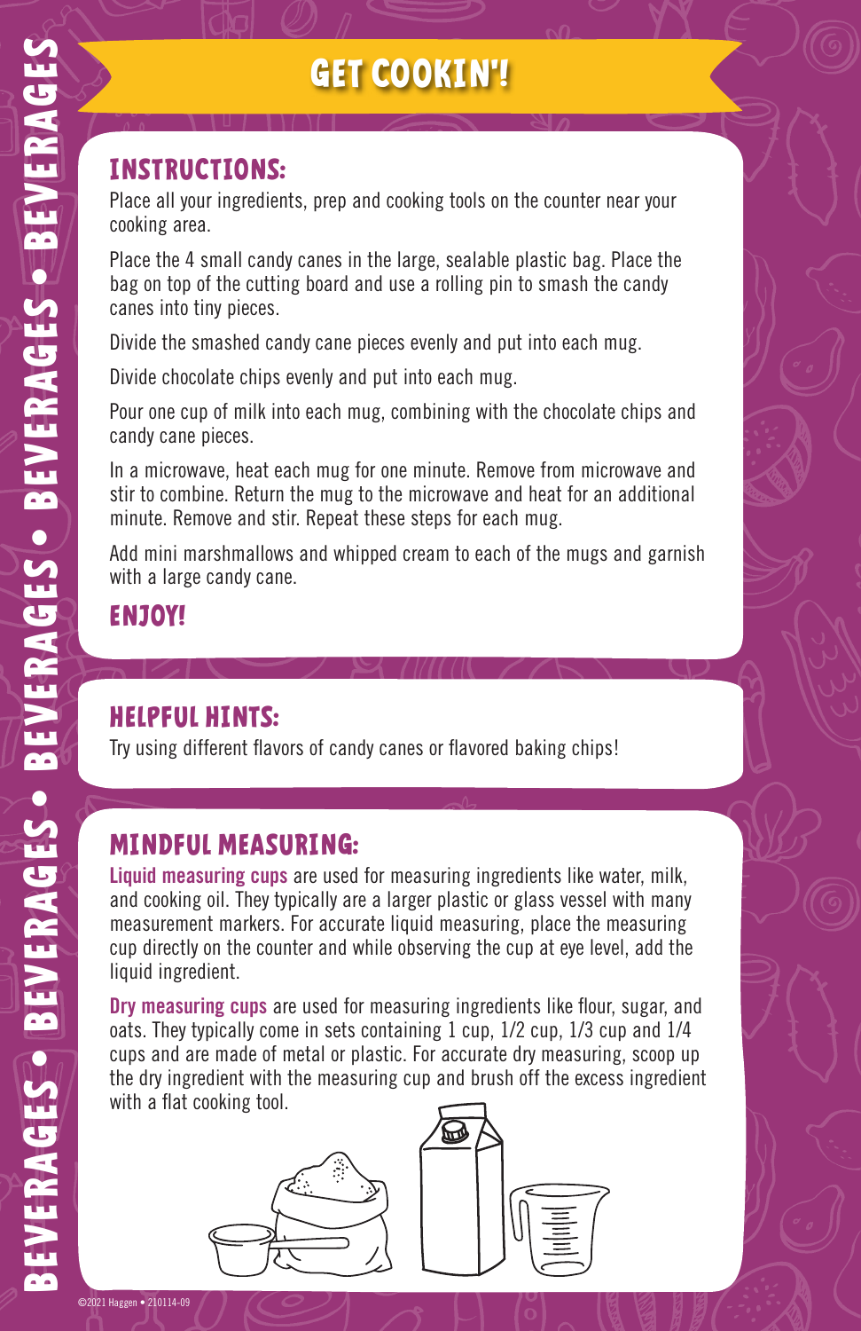# GET COOKIN'!

## INSTRUCTIONS:

Place all your ingredients, prep and cooking tools on the counter near your cooking area.

Place the 4 small candy canes in the large, sealable plastic bag. Place the bag on top of the cutting board and use a rolling pin to smash the candy canes into tiny pieces.

Divide the smashed candy cane pieces evenly and put into each mug.

Divide chocolate chips evenly and put into each mug.

Pour one cup of milk into each mug, combining with the chocolate chips and candy cane pieces.

In a microwave, heat each mug for one minute. Remove from microwave and stir to combine. Return the mug to the microwave and heat for an additional minute. Remove and stir. Repeat these steps for each mug.

Add mini marshmallows and whipped cream to each of the mugs and garnish with a large candy cane.

## ENJOY!

## HELPFUL HINTS:

Try using different flavors of candy canes or flavored baking chips!

## MINDFUL MEASURING:

**Liquid measuring cups** are used for measuring ingredients like water, milk, and cooking oil. They typically are a larger plastic or glass vessel with many measurement markers. For accurate liquid measuring, place the measuring cup directly on the counter and while observing the cup at eye level, add the liquid ingredient.

**Dry measuring cups** are used for measuring ingredients like flour, sugar, and oats. They typically come in sets containing 1 cup, 1/2 cup, 1/3 cup and 1/4 cups and are made of metal or plastic. For accurate dry measuring, scoop up the dry ingredient with the measuring cup and brush off the excess ingredient with a flat cooking tool.

©2021 Haggen • 210114-09